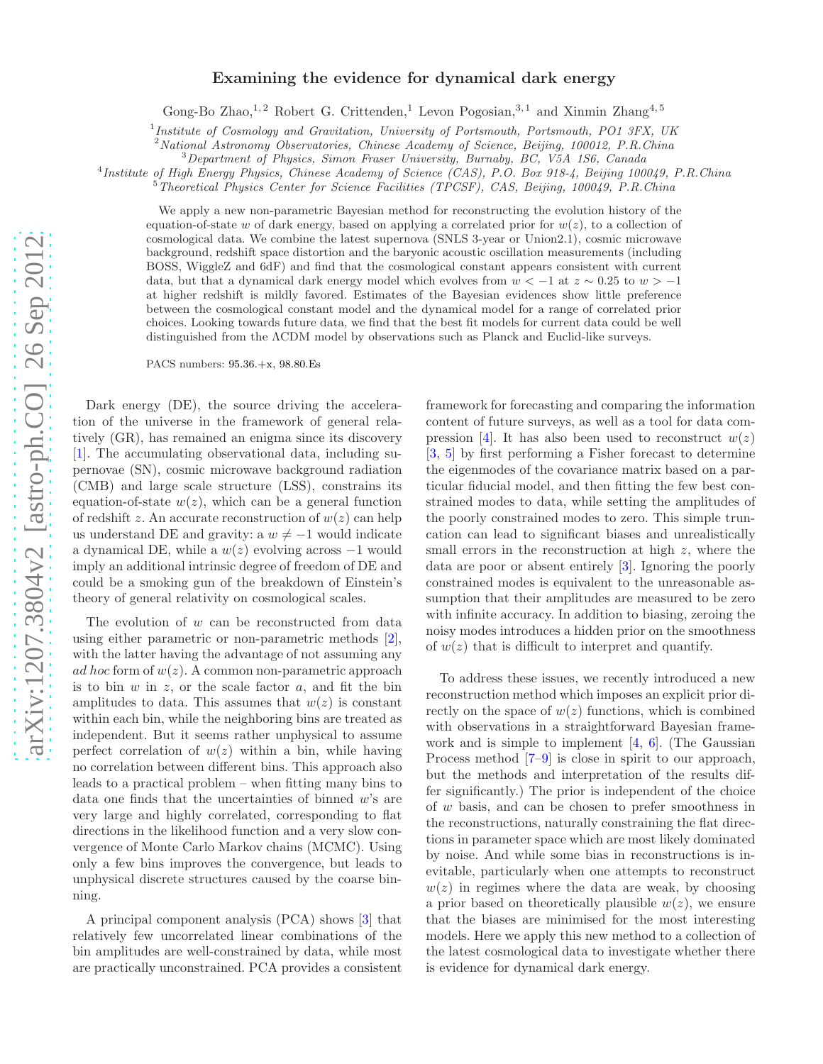# Examining the evidence for dynamical dark energy

Gong-Bo Zhao,[1,2] Robert G. Crittenden,[1] Levon Pogosian,[3,1] and Xinmin Zhang[4,5]

[1] *Institute of Cosmology and Gravitation, University of Portsmouth, Portsmouth, PO1 3FX, UK*
[2] *National Astronomy Observatories, Chinese Academy of Science, Beijing, 100012, P.R.China*
[3] *Department of Physics, Simon Fraser University, Burnaby, BC, V5A 1S6, Canada*
[4] *Institute of High Energy Physics, Chinese Academy of Science (CAS), P.O. Box 918-4, Beijing 100049, P.R.China*
[5] *Theoretical Physics Center for Science Facilities (TPCSF), CAS, Beijing, 100049, P.R.China*

We apply a new non-parametric Bayesian method for reconstructing the evolution history of the equation-of-state $w$ of dark energy, based on applying a correlated prior for $w(z)$, to a collection of cosmological data. We combine the latest supernova (SNLS 3-year or Union2.1), cosmic microwave background, redshift space distortion and the baryonic acoustic oscillation measurements (including BOSS, WiggleZ and 6dF) and find that the cosmological constant appears consistent with current data, but that a dynamical dark energy model which evolves from $w<-1$ at $z\sim0.25$ to $w>-1$ at higher redshift is mildly favored. Estimates of the Bayesian evidences show little preference between the cosmological constant model and the dynamical model for a range of correlated prior choices. Looking towards future data, we find that the best fit models for current data could be well distinguished from the $\Lambda$CDM model by observations such as Planck and Euclid-like surveys.

PACS numbers: 95.36.+x, 98.80.Es

Dark energy (DE), the source driving the acceleration of the universe in the framework of general relatively (GR), has remained an enigma since its discovery [1]. The accumulating observational data, including supernovae (SN), cosmic microwave background radiation (CMB) and large scale structure (LSS), constrains its equation-of-state $w(z)$, which can be a general function of redshift $z$. An accurate reconstruction of $w(z)$ can help us understand DE and gravity: a $w\neq-1$ would indicate a dynamical DE, while a $w(z)$ evolving across $-1$ would imply an additional intrinsic degree of freedom of DE and could be a smoking gun of the breakdown of Einstein's theory of general relativity on cosmological scales.

The evolution of $w$ can be reconstructed from data using either parametric or non-parametric methods [2], with the latter having the advantage of not assuming any *ad hoc* form of $w(z)$. A common non-parametric approach is to bin $w$ in $z$, or the scale factor $a$, and fit the bin amplitudes to data. This assumes that $w(z)$ is constant within each bin, while the neighboring bins are treated as independent. But it seems rather unphysical to assume perfect correlation of $w(z)$ within a bin, while having no correlation between different bins. This approach also leads to a practical problem – when fitting many bins to data one finds that the uncertainties of binned $w$'s are very large and highly correlated, corresponding to flat directions in the likelihood function and a very slow convergence of Monte Carlo Markov chains (MCMC). Using only a few bins improves the convergence, but leads to unphysical discrete structures caused by the coarse binning.

A principal component analysis (PCA) shows [3] that relatively few uncorrelated linear combinations of the bin amplitudes are well-constrained by data, while most are practically unconstrained. PCA provides a consistent framework for forecasting and comparing the information content of future surveys, as well as a tool for data compression [4]. It has also been used to reconstruct $w(z)$ [3, 5] by first performing a Fisher forecast to determine the eigenmodes of the covariance matrix based on a particular fiducial model, and then fitting the few best constrained modes to data, while setting the amplitudes of the poorly constrained modes to zero. This simple truncation can lead to significant biases and unrealistically small errors in the reconstruction at high $z$, where the data are poor or absent entirely [3]. Ignoring the poorly constrained modes is equivalent to the unreasonable assumption that their amplitudes are measured to be zero with infinite accuracy. In addition to biasing, zeroing the noisy modes introduces a hidden prior on the smoothness of $w(z)$ that is difficult to interpret and quantify.

To address these issues, we recently introduced a new reconstruction method which imposes an explicit prior directly on the space of $w(z)$ functions, which is combined with observations in a straightforward Bayesian framework and is simple to implement [4, 6]. (The Gaussian Process method [7–9] is close in spirit to our approach, but the methods and interpretation of the results differ significantly.) The prior is independent of the choice of $w$ basis, and can be chosen to prefer smoothness in the reconstructions, naturally constraining the flat directions in parameter space which are most likely dominated by noise. And while some bias in reconstructions is inevitable, particularly when one attempts to reconstruct $w(z)$ in regimes where the data are weak, by choosing a prior based on theoretically plausible $w(z)$, we ensure that the biases are minimised for the most interesting models. Here we apply this new method to a collection of the latest cosmological data to investigate whether there is evidence for dynamical dark energy.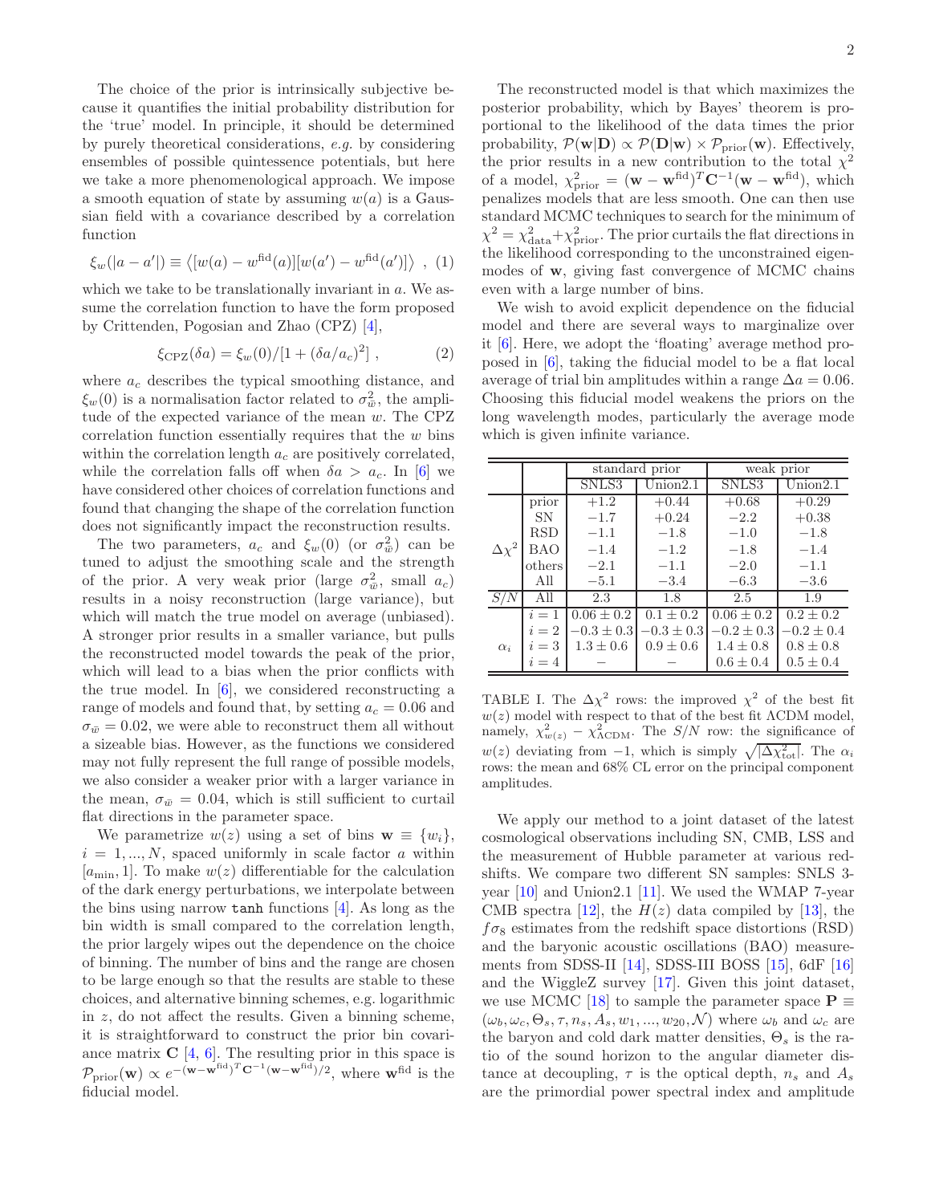The choice of the prior is intrinsically subjective because it quantifies the initial probability distribution for the 'true' model. In principle, it should be determined by purely theoretical considerations, *e.g.* by considering ensembles of possible quintessence potentials, but here we take a more phenomenological approach. We impose a smooth equation of state by assuming $w(a)$ is a Gaussian field with a covariance described by a correlation function

$$\xi_w(|a-a'|) \equiv \left\langle [w(a) - w^{\rm fid}(a)][w(a') - w^{\rm fid}(a')] \right\rangle \ , \quad (1)$$

which we take to be translationally invariant in $a$. We assume the correlation function to have the form proposed by Crittenden, Pogosian and Zhao (CPZ) [4],

$$\xi_{\rm CPZ}(\delta a) = \xi_w(0)/[1 + (\delta a/a_c)^2] \ , \quad (2)$$

where $a_c$ describes the typical smoothing distance, and $\xi_w(0)$ is a normalisation factor related to $\sigma^2_{\bar{w}}$, the amplitude of the expected variance of the mean $w$. The CPZ correlation function essentially requires that the $w$ bins within the correlation length $a_c$ are positively correlated, while the correlation falls off when $\delta a > a_c$. In [6] we have considered other choices of correlation functions and found that changing the shape of the correlation function does not significantly impact the reconstruction results.

The two parameters, $a_c$ and $\xi_w(0)$ (or $\sigma^2_{\bar{w}}$) can be tuned to adjust the smoothing scale and the strength of the prior. A very weak prior (large $\sigma^2_{\bar{w}}$, small $a_c$) results in a noisy reconstruction (large variance), but which will match the true model on average (unbiased). A stronger prior results in a smaller variance, but pulls the reconstructed model towards the peak of the prior, which will lead to a bias when the prior conflicts with the true model. In [6], we considered reconstructing a range of models and found that, by setting $a_c = 0.06$ and $\sigma_{\bar{w}} = 0.02$, we were able to reconstruct them all without a sizeable bias. However, as the functions we considered may not fully represent the full range of possible models, we also consider a weaker prior with a larger variance in the mean, $\sigma_{\bar{w}} = 0.04$, which is still sufficient to curtail flat directions in the parameter space.

We parametrize $w(z)$ using a set of bins $\mathbf{w} \equiv \{w_i\}$, $i = 1, ..., N$, spaced uniformly in scale factor $a$ within $[a_{\rm min}, 1]$. To make $w(z)$ differentiable for the calculation of the dark energy perturbations, we interpolate between the bins using narrow `tanh` functions [4]. As long as the bin width is small compared to the correlation length, the prior largely wipes out the dependence on the choice of binning. The number of bins and the range are chosen to be large enough so that the results are stable to these choices, and alternative binning schemes, e.g. logarithmic in $z$, do not affect the results. Given a binning scheme, it is straightforward to construct the prior bin covariance matrix $\mathbf{C}$ [4, 6]. The resulting prior in this space is $\mathcal{P}_{\rm prior}(\mathbf{w}) \propto e^{-(\mathbf{w}-\mathbf{w}^{\rm fid})^T\mathbf{C}^{-1}(\mathbf{w}-\mathbf{w}^{\rm fid})/2}$, where $\mathbf{w}^{\rm fid}$ is the fiducial model.

The reconstructed model is that which maximizes the posterior probability, which by Bayes' theorem is proportional to the likelihood of the data times the prior probability, $\mathcal{P}(\mathbf{w}|\mathbf{D}) \propto \mathcal{P}(\mathbf{D}|\mathbf{w}) \times \mathcal{P}_{\rm prior}(\mathbf{w})$. Effectively, the prior results in a new contribution to the total $\chi^2$ of a model, $\chi^2_{\rm prior} = (\mathbf{w}-\mathbf{w}^{\rm fid})^T\mathbf{C}^{-1}(\mathbf{w}-\mathbf{w}^{\rm fid})$, which penalizes models that are less smooth. One can then use standard MCMC techniques to search for the minimum of $\chi^2 = \chi^2_{\rm data} + \chi^2_{\rm prior}$. The prior curtails the flat directions in the likelihood corresponding to the unconstrained eigenmodes of $\mathbf{w}$, giving fast convergence of MCMC chains even with a large number of bins.

We wish to avoid explicit dependence on the fiducial model and there are several ways to marginalize over it [6]. Here, we adopt the 'floating' average method proposed in [6], taking the fiducial model to be a flat local average of trial bin amplitudes within a range $\Delta a = 0.06$. Choosing this fiducial model weakens the priors on the long wavelength modes, particularly the average mode which is given infinite variance.

| | | standard prior | | weak prior | |
|---|---|---|---|---|---|
| | | SNLS3 | Union2.1 | SNLS3 | Union2.1 |
| $\Delta\chi^2$ | prior | $+1.2$ | $+0.44$ | $+0.68$ | $+0.29$ |
| | SN | $-1.7$ | $+0.24$ | $-2.2$ | $+0.38$ |
| | RSD | $-1.1$ | $-1.8$ | $-1.0$ | $-1.8$ |
| | BAO | $-1.4$ | $-1.2$ | $-1.8$ | $-1.4$ |
| | others | $-2.1$ | $-1.1$ | $-2.0$ | $-1.1$ |
| | All | $-5.1$ | $-3.4$ | $-6.3$ | $-3.6$ |
| $S/N$ | All | 2.3 | 1.8 | 2.5 | 1.9 |
| $\alpha_i$ | $i=1$ | $0.06 \pm 0.2$ | $0.1 \pm 0.2$ | $0.06 \pm 0.2$ | $0.2 \pm 0.2$ |
| | $i=2$ | $-0.3 \pm 0.3$ | $-0.3 \pm 0.3$ | $-0.2 \pm 0.3$ | $-0.2 \pm 0.4$ |
| | $i=3$ | $1.3 \pm 0.6$ | $0.9 \pm 0.6$ | $1.4 \pm 0.8$ | $0.8 \pm 0.8$ |
| | $i=4$ | $-$ | $-$ | $0.6 \pm 0.4$ | $0.5 \pm 0.4$ |

TABLE I. The $\Delta\chi^2$ rows: the improved $\chi^2$ of the best fit $w(z)$ model with respect to that of the best fit ΛCDM model, namely, $\chi^2_{w(z)} - \chi^2_{\Lambda{\rm CDM}}$. The $S/N$ row: the significance of $w(z)$ deviating from $-1$, which is simply $\sqrt{|\Delta\chi^2_{\rm tot}|}$. The $\alpha_i$ rows: the mean and 68% CL error on the principal component amplitudes.

We apply our method to a joint dataset of the latest cosmological observations including SN, CMB, LSS and the measurement of Hubble parameter at various redshifts. We compare two different SN samples: SNLS 3-year [10] and Union2.1 [11]. We used the WMAP 7-year CMB spectra [12], the $H(z)$ data compiled by [13], the $f\sigma_8$ estimates from the redshift space distortions (RSD) and the baryonic acoustic oscillations (BAO) measurements from SDSS-II [14], SDSS-III BOSS [15], 6dF [16] and the WiggleZ survey [17]. Given this joint dataset, we use MCMC [18] to sample the parameter space $\mathbf{P} \equiv (\omega_b, \omega_c, \Theta_s, \tau, n_s, A_s, w_1, ..., w_{20}, \mathcal{N})$ where $\omega_b$ and $\omega_c$ are the baryon and cold dark matter densities, $\Theta_s$ is the ratio of the sound horizon to the angular diameter distance at decoupling, $\tau$ is the optical depth, $n_s$ and $A_s$ are the primordial power spectral index and amplitude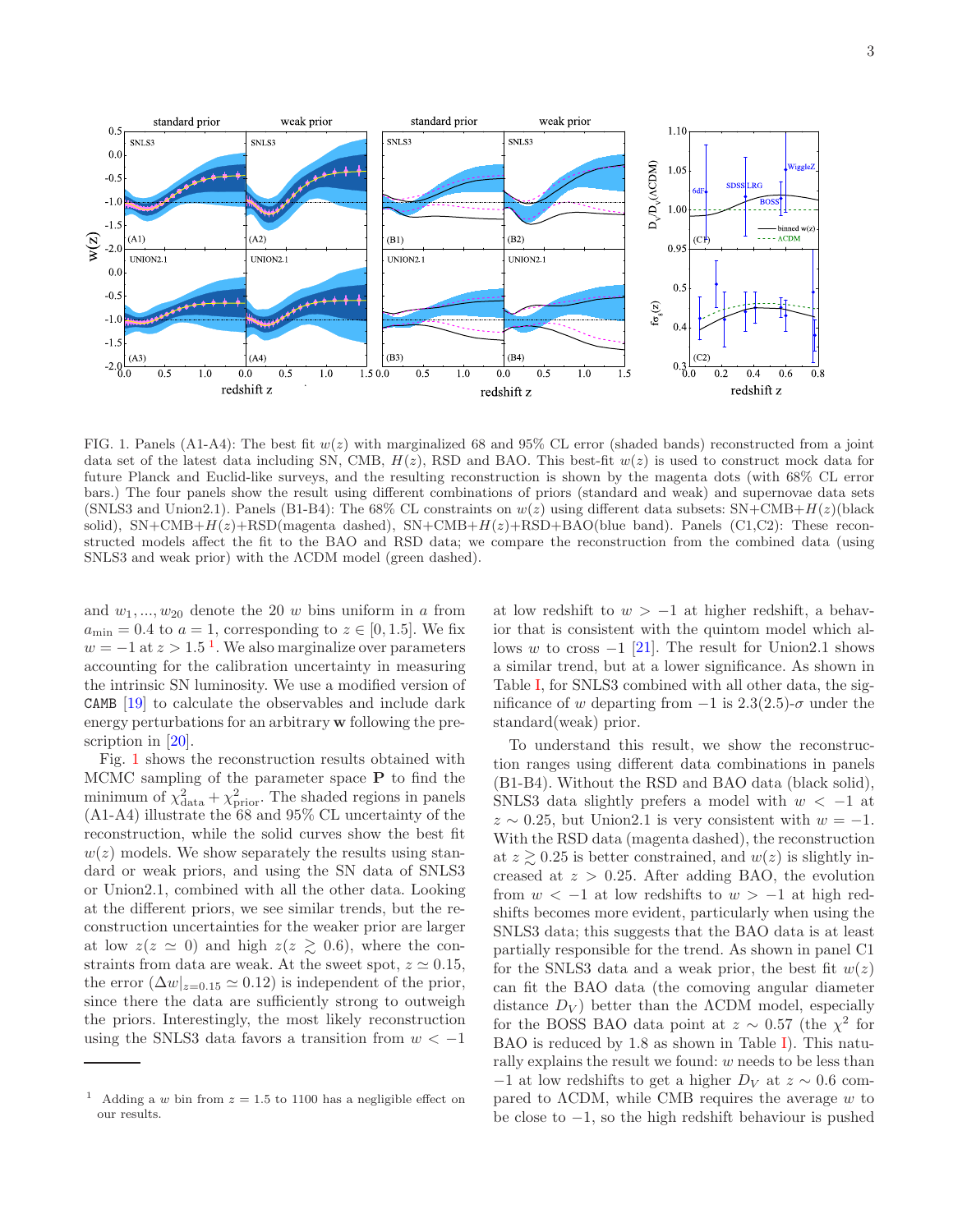FIG. 1. Panels (A1-A4): The best fit $w(z)$ with marginalized 68 and 95% CL error (shaded bands) reconstructed from a joint data set of the latest data including SN, CMB, $H(z)$, RSD and BAO. This best-fit $w(z)$ is used to construct mock data for future Planck and Euclid-like surveys, and the resulting reconstruction is shown by the magenta dots (with 68% CL error bars.) The four panels show the result using different combinations of priors (standard and weak) and supernovae data sets (SNLS3 and Union2.1). Panels (B1-B4): The 68% CL constraints on $w(z)$ using different data subsets: SN+CMB+$H(z)$(black solid), SN+CMB+$H(z)$+RSD(magenta dashed), SN+CMB+$H(z)$+RSD+BAO(blue band). Panels (C1,C2): These reconstructed models affect the fit to the BAO and RSD data; we compare the reconstruction from the combined data (using SNLS3 and weak prior) with the ΛCDM model (green dashed).

and $w_1, ..., w_{20}$ denote the 20 $w$ bins uniform in $a$ from $a_{\rm min} = 0.4$ to $a = 1$, corresponding to $z \in [0, 1.5]$. We fix $w = -1$ at $z > 1.5$ [1]. We also marginalize over parameters accounting for the calibration uncertainty in measuring the intrinsic SN luminosity. We use a modified version of `CAMB` [19] to calculate the observables and include dark energy perturbations for an arbitrary **w** following the prescription in [20].

Fig. 1 shows the reconstruction results obtained with MCMC sampling of the parameter space **P** to find the minimum of $\chi^2_{\rm data} + \chi^2_{\rm prior}$. The shaded regions in panels (A1-A4) illustrate the 68 and 95% CL uncertainty of the reconstruction, while the solid curves show the best fit $w(z)$ models. We show separately the results using standard or weak priors, and using the SN data of SNLS3 or Union2.1, combined with all the other data. Looking at the different priors, we see similar trends, but the reconstruction uncertainties for the weaker prior are larger at low $z (z \simeq 0)$ and high $z (z \gtrsim 0.6)$, where the constraints from data are weak. At the sweet spot, $z \simeq 0.15$, the error $(\Delta w|_{z=0.15} \simeq 0.12)$ is independent of the prior, since there the data are sufficiently strong to outweigh the priors. Interestingly, the most likely reconstruction using the SNLS3 data favors a transition from $w < -1$ at low redshift to $w > -1$ at higher redshift, a behavior that is consistent with the quintom model which allows $w$ to cross $-1$ [21]. The result for Union2.1 shows a similar trend, but at a lower significance. As shown in Table I, for SNLS3 combined with all other data, the significance of $w$ departing from $-1$ is 2.3(2.5)-σ under the standard(weak) prior.

To understand this result, we show the reconstruction ranges using different data combinations in panels (B1-B4). Without the RSD and BAO data (black solid), SNLS3 data slightly prefers a model with $w < -1$ at $z \sim 0.25$, but Union2.1 is very consistent with $w = -1$. With the RSD data (magenta dashed), the reconstruction at $z \gtrsim 0.25$ is better constrained, and $w(z)$ is slightly increased at $z > 0.25$. After adding BAO, the evolution from $w < -1$ at low redshifts to $w > -1$ at high redshifts becomes more evident, particularly when using the SNLS3 data; this suggests that the BAO data is at least partially responsible for the trend. As shown in panel C1 for the SNLS3 data and a weak prior, the best fit $w(z)$ can fit the BAO data (the comoving angular diameter distance $D_V$) better than the ΛCDM model, especially for the BOSS BAO data point at $z \sim 0.57$ (the $\chi^2$ for BAO is reduced by 1.8 as shown in Table I). This naturally explains the result we found: $w$ needs to be less than $-1$ at low redshifts to get a higher $D_V$ at $z \sim 0.6$ compared to ΛCDM, while CMB requires the average $w$ to be close to $-1$, so the high redshift behaviour is pushed

[1] Adding a $w$ bin from $z = 1.5$ to 1100 has a negligible effect on our results.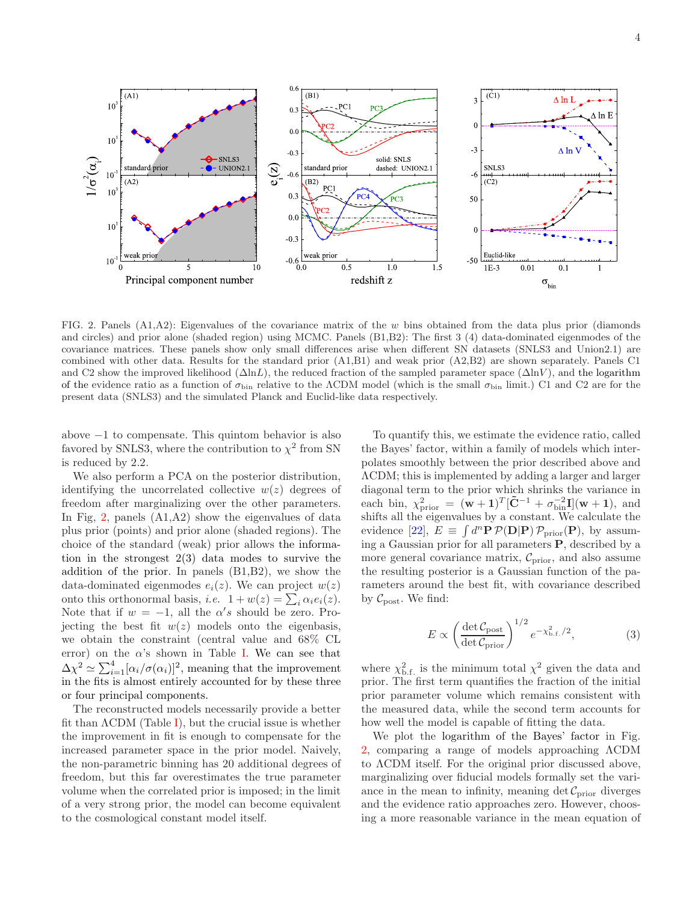FIG. 2. Panels (A1,A2): Eigenvalues of the covariance matrix of the $w$ bins obtained from the data plus prior (diamonds and circles) and prior alone (shaded region) using MCMC. Panels (B1,B2): The first 3 (4) data-dominated eigenmodes of the covariance matrices. These panels show only small differences arise when different SN datasets (SNLS3 and Union2.1) are combined with other data. Results for the standard prior (A1,B1) and weak prior (A2,B2) are shown separately. Panels C1 and C2 show the improved likelihood ($\Delta\ln L$), the reduced fraction of the sampled parameter space ($\Delta\ln V$), and the logarithm of the evidence ratio as a function of $\sigma_{\rm bin}$ relative to the ΛCDM model (which is the small $\sigma_{\rm bin}$ limit.) C1 and C2 are for the present data (SNLS3) and the simulated Planck and Euclid-like data respectively.

above $-1$ to compensate. This quintom behavior is also favored by SNLS3, where the contribution to $\chi^2$ from SN is reduced by 2.2.

We also perform a PCA on the posterior distribution, identifying the uncorrelated collective $w(z)$ degrees of freedom after marginalizing over the other parameters. In Fig, 2, panels (A1,A2) show the eigenvalues of data plus prior (points) and prior alone (shaded regions). The choice of the standard (weak) prior allows the information in the strongest 2(3) data modes to survive the addition of the prior. In panels (B1,B2), we show the data-dominated eigenmodes $e_i(z)$. We can project $w(z)$ onto this orthonormal basis, *i.e.* $1+w(z)=\sum_i \alpha_i e_i(z)$. Note that if $w=-1$, all the $\alpha' s$ should be zero. Projecting the best fit $w(z)$ models onto the eigenbasis, we obtain the constraint (central value and 68% CL error) on the $\alpha$'s shown in Table I. We can see that $\Delta\chi^2 \simeq \sum_{i=1}^{4}[\alpha_i/\sigma(\alpha_i)]^2$, meaning that the improvement in the fits is almost entirely accounted for by these three or four principal components.

The reconstructed models necessarily provide a better fit than ΛCDM (Table I), but the crucial issue is whether the improvement in fit is enough to compensate for the increased parameter space in the prior model. Naively, the non-parametric binning has 20 additional degrees of freedom, but this far overestimates the true parameter volume when the correlated prior is imposed; in the limit of a very strong prior, the model can become equivalent to the cosmological constant model itself.

To quantify this, we estimate the evidence ratio, called the Bayes' factor, within a family of models which interpolates smoothly between the prior described above and ΛCDM; this is implemented by adding a larger and larger diagonal term to the prior which shrinks the variance in each bin, $\chi^2_{\rm prior} = (\mathbf{w}+\mathbf{1})^T[\tilde{\mathbf{C}}^{-1}+\sigma_{\rm bin}^{-2}\mathbf{I}](\mathbf{w}+\mathbf{1})$, and shifts all the eigenvalues by a constant. We calculate the evidence [22], $E \equiv \int d^n\mathbf{P}\,\mathcal{P}(\mathbf{D}|\mathbf{P})\,\mathcal{P}_{\rm prior}(\mathbf{P})$, by assuming a Gaussian prior for all parameters $\mathbf{P}$, described by a more general covariance matrix, $\mathcal{C}_{\rm prior}$, and also assume the resulting posterior is a Gaussian function of the parameters around the best fit, with covariance described by $\mathcal{C}_{\rm post}$. We find:

$$E \propto \left(\frac{\det \mathcal{C}_{\rm post}}{\det \mathcal{C}_{\rm prior}}\right)^{1/2} e^{-\chi^2_{\rm b.f.}/2}, \tag{3}$$

where $\chi^2_{\rm b.f.}$ is the minimum total $\chi^2$ given the data and prior. The first term quantifies the fraction of the initial prior parameter volume which remains consistent with the measured data, while the second term accounts for how well the model is capable of fitting the data.

We plot the logarithm of the Bayes' factor in Fig. 2, comparing a range of models approaching ΛCDM to ΛCDM itself. For the original prior discussed above, marginalizing over fiducial models formally set the variance in the mean to infinity, meaning $\det \mathcal{C}_{\rm prior}$ diverges and the evidence ratio approaches zero. However, choosing a more reasonable variance in the mean equation of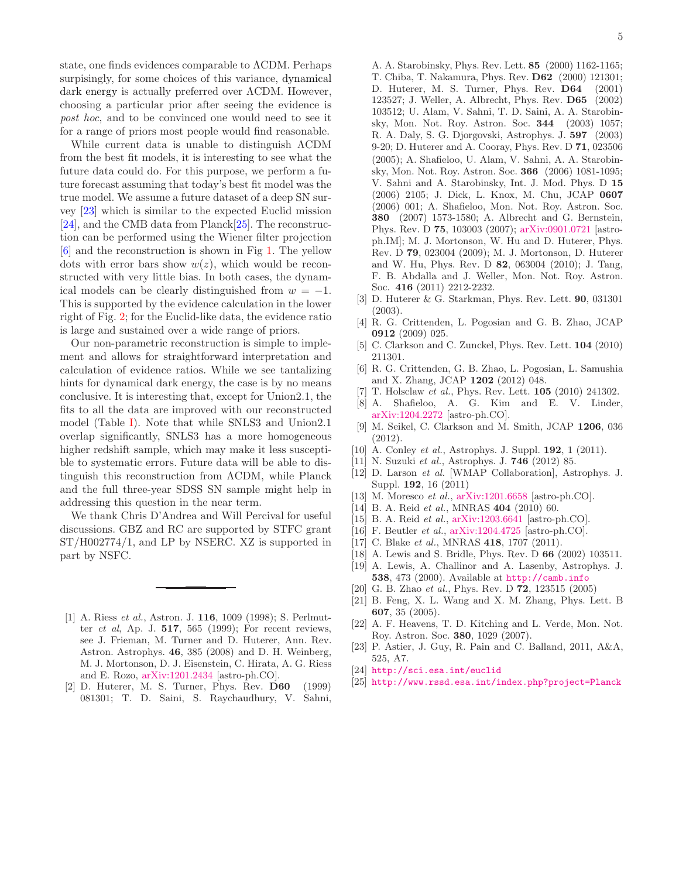state, one finds evidences comparable to ΛCDM. Perhaps surpisingly, for some choices of this variance, dynamical dark energy is actually preferred over ΛCDM. However, choosing a particular prior after seeing the evidence is *post hoc*, and to be convinced one would need to see it for a range of priors most people would find reasonable.

While current data is unable to distinguish ΛCDM from the best fit models, it is interesting to see what the future data could do. For this purpose, we perform a future forecast assuming that today's best fit model was the true model. We assume a future dataset of a deep SN survey [23] which is similar to the expected Euclid mission [24], and the CMB data from Planck[25]. The reconstruction can be performed using the Wiener filter projection [6] and the reconstruction is shown in Fig 1. The yellow dots with error bars show $w(z)$, which would be reconstructed with very little bias. In both cases, the dynamical models can be clearly distinguished from $w = -1$. This is supported by the evidence calculation in the lower right of Fig. 2; for the Euclid-like data, the evidence ratio is large and sustained over a wide range of priors.

Our non-parametric reconstruction is simple to implement and allows for straightforward interpretation and calculation of evidence ratios. While we see tantalizing hints for dynamical dark energy, the case is by no means conclusive. It is interesting that, except for Union2.1, the fits to all the data are improved with our reconstructed model (Table I). Note that while SNLS3 and Union2.1 overlap significantly, SNLS3 has a more homogeneous higher redshift sample, which may make it less susceptible to systematic errors. Future data will be able to distinguish this reconstruction from ΛCDM, while Planck and the full three-year SDSS SN sample might help in addressing this question in the near term.

We thank Chris D'Andrea and Will Percival for useful discussions. GBZ and RC are supported by STFC grant ST/H002774/1, and LP by NSERC. XZ is supported in part by NSFC.

---

[1] A. Riess *et al.*, Astron. J. **116**, 1009 (1998); S. Perlmutter *et al*, Ap. J. **517**, 565 (1999); For recent reviews, see J. Frieman, M. Turner and D. Huterer, Ann. Rev. Astron. Astrophys. **46**, 385 (2008) and D. H. Weinberg, M. J. Mortonson, D. J. Eisenstein, C. Hirata, A. G. Riess and E. Rozo, arXiv:1201.2434 [astro-ph.CO].

[2] D. Huterer, M. S. Turner, Phys. Rev. **D60** (1999) 081301; T. D. Saini, S. Raychaudhury, V. Sahni, A. A. Starobinsky, Phys. Rev. Lett. **85** (2000) 1162-1165; T. Chiba, T. Nakamura, Phys. Rev. **D62** (2000) 121301; D. Huterer, M. S. Turner, Phys. Rev. **D64** (2001) 123527; J. Weller, A. Albrecht, Phys. Rev. **D65** (2002) 103512; U. Alam, V. Sahni, T. D. Saini, A. A. Starobinsky, Mon. Not. Roy. Astron. Soc. **344** (2003) 1057; R. A. Daly, S. G. Djorgovski, Astrophys. J. **597** (2003) 9-20; D. Huterer and A. Cooray, Phys. Rev. D **71**, 023506 (2005); A. Shafieloo, U. Alam, V. Sahni, A. A. Starobinsky, Mon. Not. Roy. Astron. Soc. **366** (2006) 1081-1095; V. Sahni and A. Starobinsky, Int. J. Mod. Phys. D **15** (2006) 2105; J. Dick, L. Knox, M. Chu, JCAP **0607** (2006) 001; A. Shafieloo, Mon. Not. Roy. Astron. Soc. **380** (2007) 1573-1580; A. Albrecht and G. Bernstein, Phys. Rev. D **75**, 103003 (2007); arXiv:0901.0721 [astro-ph.IM]; M. J. Mortonson, W. Hu and D. Huterer, Phys. Rev. D **79**, 023004 (2009); M. J. Mortonson, D. Huterer and W. Hu, Phys. Rev. D **82**, 063004 (2010); J. Tang, F. B. Abdalla and J. Weller, Mon. Not. Roy. Astron. Soc. **416** (2011) 2212-2232.

[3] D. Huterer & G. Starkman, Phys. Rev. Lett. **90**, 031301 (2003).

[4] R. G. Crittenden, L. Pogosian and G. B. Zhao, JCAP **0912** (2009) 025.

[5] C. Clarkson and C. Zunckel, Phys. Rev. Lett. **104** (2010) 211301.

[6] R. G. Crittenden, G. B. Zhao, L. Pogosian, L. Samushia and X. Zhang, JCAP **1202** (2012) 048.

[7] T. Holsclaw *et al.*, Phys. Rev. Lett. **105** (2010) 241302.

[8] A. Shafieloo, A. G. Kim and E. V. Linder, arXiv:1204.2272 [astro-ph.CO].

[9] M. Seikel, C. Clarkson and M. Smith, JCAP **1206**, 036 (2012).

[10] A. Conley *et al.*, Astrophys. J. Suppl. **192**, 1 (2011).

[11] N. Suzuki *et al.*, Astrophys. J. **746** (2012) 85.

[12] D. Larson *et al.* [WMAP Collaboration], Astrophys. J. Suppl. **192**, 16 (2011)

[13] M. Moresco *et al.*, arXiv:1201.6658 [astro-ph.CO].

[14] B. A. Reid *et al.*, MNRAS **404** (2010) 60.

[15] B. A. Reid *et al.*, arXiv:1203.6641 [astro-ph.CO].

[16] F. Beutler *et al.*, arXiv:1204.4725 [astro-ph.CO].

[17] C. Blake *et al.*, MNRAS **418**, 1707 (2011).

[18] A. Lewis and S. Bridle, Phys. Rev. D **66** (2002) 103511.

[19] A. Lewis, A. Challinor and A. Lasenby, Astrophys. J. **538**, 473 (2000). Available at http://camb.info

[20] G. B. Zhao *et al.*, Phys. Rev. D **72**, 123515 (2005)

[21] B. Feng, X. L. Wang and X. M. Zhang, Phys. Lett. B **607**, 35 (2005).

[22] A. F. Heavens, T. D. Kitching and L. Verde, Mon. Not. Roy. Astron. Soc. **380**, 1029 (2007).

[23] P. Astier, J. Guy, R. Pain and C. Balland, 2011, A&A, 525, A7.

[24] http://sci.esa.int/euclid

[25] http://www.rssd.esa.int/index.php?project=Planck